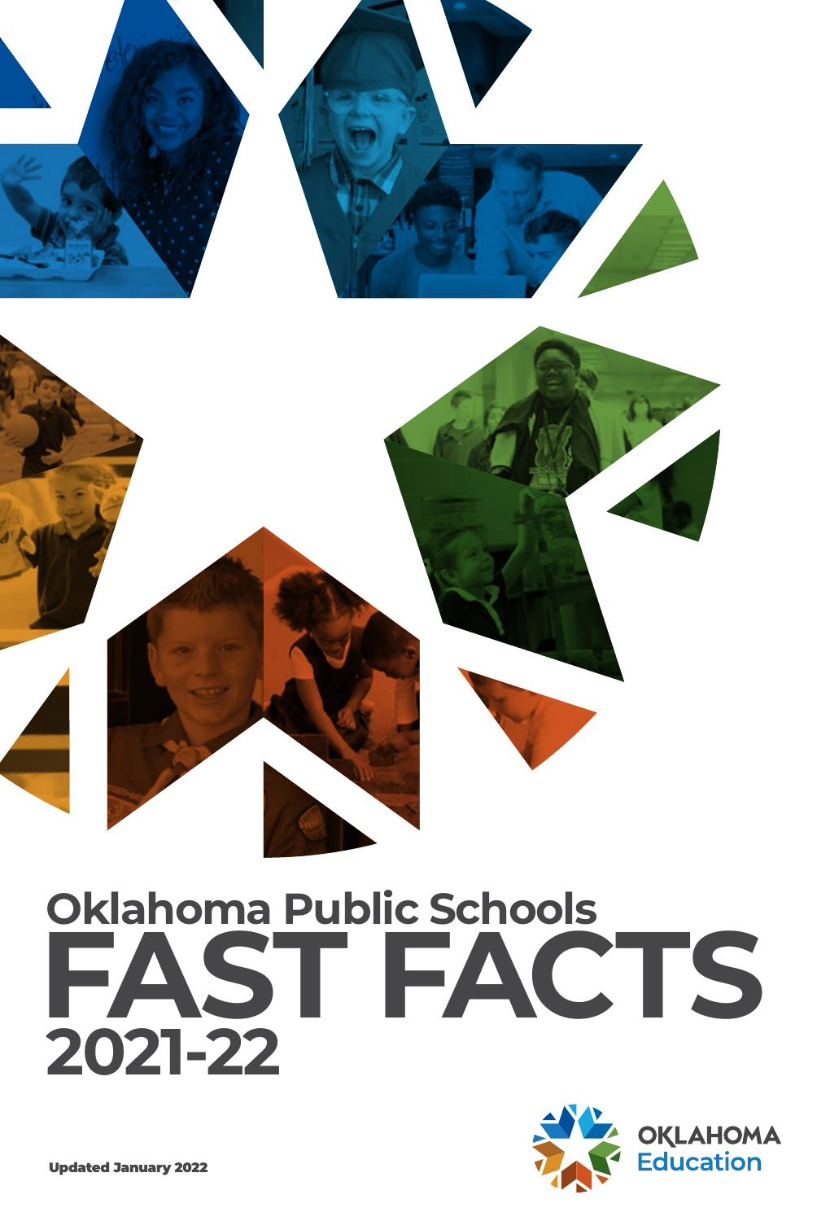# Oklahoma Public Schools FAST FACTS 2021-22

OKLAHOMA Education

Updated January 2022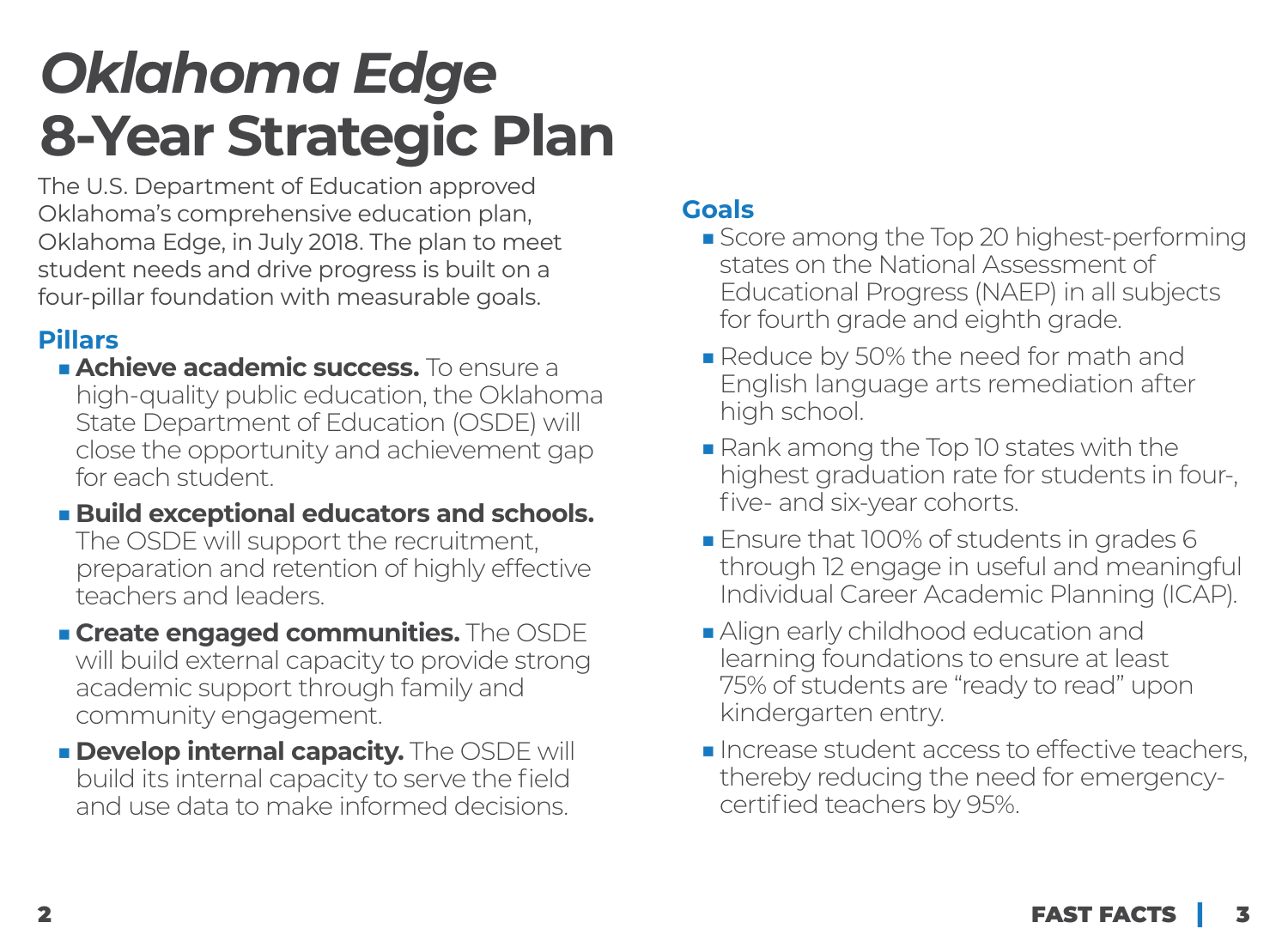# *Oklahoma Edge*
# 8-Year Strategic Plan

The U.S. Department of Education approved Oklahoma's comprehensive education plan, Oklahoma Edge, in July 2018. The plan to meet student needs and drive progress is built on a four-pillar foundation with measurable goals.

## Pillars

- **Achieve academic success.** To ensure a high-quality public education, the Oklahoma State Department of Education (OSDE) will close the opportunity and achievement gap for each student.
- **Build exceptional educators and schools.** The OSDE will support the recruitment, preparation and retention of highly effective teachers and leaders.
- **Create engaged communities.** The OSDE will build external capacity to provide strong academic support through family and community engagement.
- **Develop internal capacity.** The OSDE will build its internal capacity to serve the field and use data to make informed decisions.

## Goals

- Score among the Top 20 highest-performing states on the National Assessment of Educational Progress (NAEP) in all subjects for fourth grade and eighth grade.
- Reduce by 50% the need for math and English language arts remediation after high school.
- Rank among the Top 10 states with the highest graduation rate for students in four-, five- and six-year cohorts.
- Ensure that 100% of students in grades 6 through 12 engage in useful and meaningful Individual Career Academic Planning (ICAP).
- Align early childhood education and learning foundations to ensure at least 75% of students are "ready to read" upon kindergarten entry.
- Increase student access to effective teachers, thereby reducing the need for emergency-certified teachers by 95%.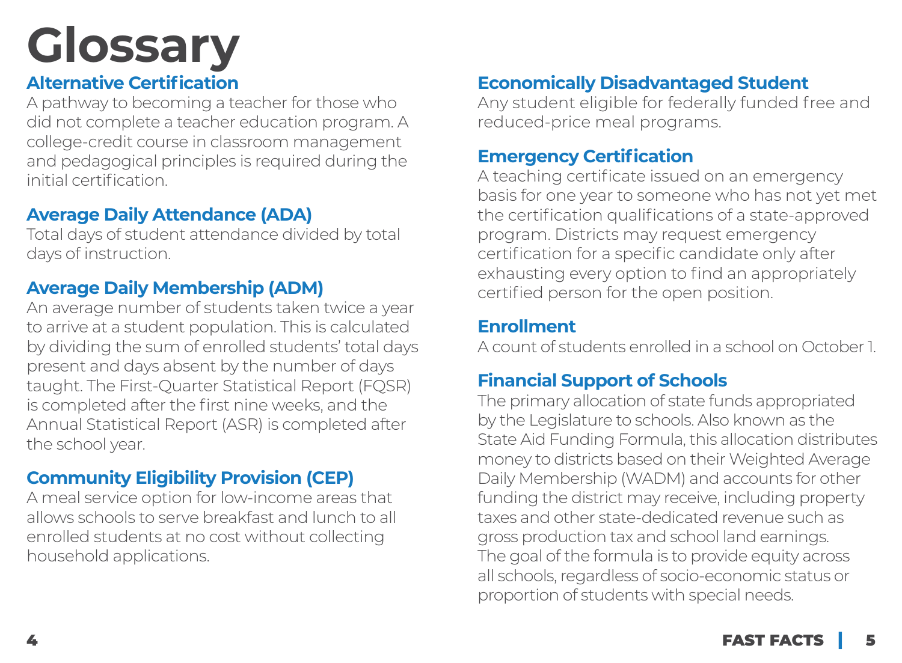# Glossary

## Alternative Certification

A pathway to becoming a teacher for those who did not complete a teacher education program. A college-credit course in classroom management and pedagogical principles is required during the initial certification.

## Average Daily Attendance (ADA)

Total days of student attendance divided by total days of instruction.

## Average Daily Membership (ADM)

An average number of students taken twice a year to arrive at a student population. This is calculated by dividing the sum of enrolled students' total days present and days absent by the number of days taught. The First-Quarter Statistical Report (FQSR) is completed after the first nine weeks, and the Annual Statistical Report (ASR) is completed after the school year.

## Community Eligibility Provision (CEP)

A meal service option for low-income areas that allows schools to serve breakfast and lunch to all enrolled students at no cost without collecting household applications.

## Economically Disadvantaged Student

Any student eligible for federally funded free and reduced-price meal programs.

## Emergency Certification

A teaching certificate issued on an emergency basis for one year to someone who has not yet met the certification qualifications of a state-approved program. Districts may request emergency certification for a specific candidate only after exhausting every option to find an appropriately certified person for the open position.

## Enrollment

A count of students enrolled in a school on October 1.

## Financial Support of Schools

The primary allocation of state funds appropriated by the Legislature to schools. Also known as the State Aid Funding Formula, this allocation distributes money to districts based on their Weighted Average Daily Membership (WADM) and accounts for other funding the district may receive, including property taxes and other state-dedicated revenue such as gross production tax and school land earnings. The goal of the formula is to provide equity across all schools, regardless of socio-economic status or proportion of students with special needs.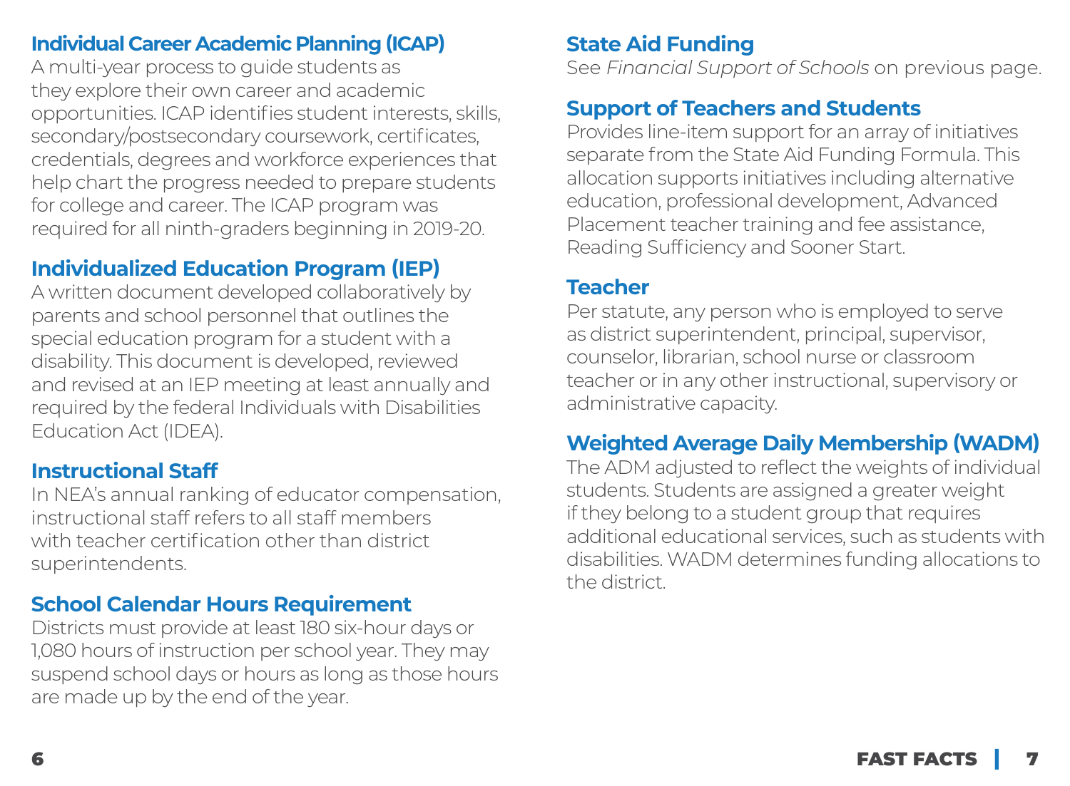### Individual Career Academic Planning (ICAP)

A multi-year process to guide students as they explore their own career and academic opportunities. ICAP identifies student interests, skills, secondary/postsecondary coursework, certificates, credentials, degrees and workforce experiences that help chart the progress needed to prepare students for college and career. The ICAP program was required for all ninth-graders beginning in 2019-20.

### Individualized Education Program (IEP)

A written document developed collaboratively by parents and school personnel that outlines the special education program for a student with a disability. This document is developed, reviewed and revised at an IEP meeting at least annually and required by the federal Individuals with Disabilities Education Act (IDEA).

### Instructional Staff

In NEA's annual ranking of educator compensation, instructional staff refers to all staff members with teacher certification other than district superintendents.

### School Calendar Hours Requirement

Districts must provide at least 180 six-hour days or 1,080 hours of instruction per school year. They may suspend school days or hours as long as those hours are made up by the end of the year.

### State Aid Funding

See *Financial Support of Schools* on previous page.

### Support of Teachers and Students

Provides line-item support for an array of initiatives separate from the State Aid Funding Formula. This allocation supports initiatives including alternative education, professional development, Advanced Placement teacher training and fee assistance, Reading Sufficiency and Sooner Start.

### Teacher

Per statute, any person who is employed to serve as district superintendent, principal, supervisor, counselor, librarian, school nurse or classroom teacher or in any other instructional, supervisory or administrative capacity.

### Weighted Average Daily Membership (WADM)

The ADM adjusted to reflect the weights of individual students. Students are assigned a greater weight if they belong to a student group that requires additional educational services, such as students with disabilities. WADM determines funding allocations to the district.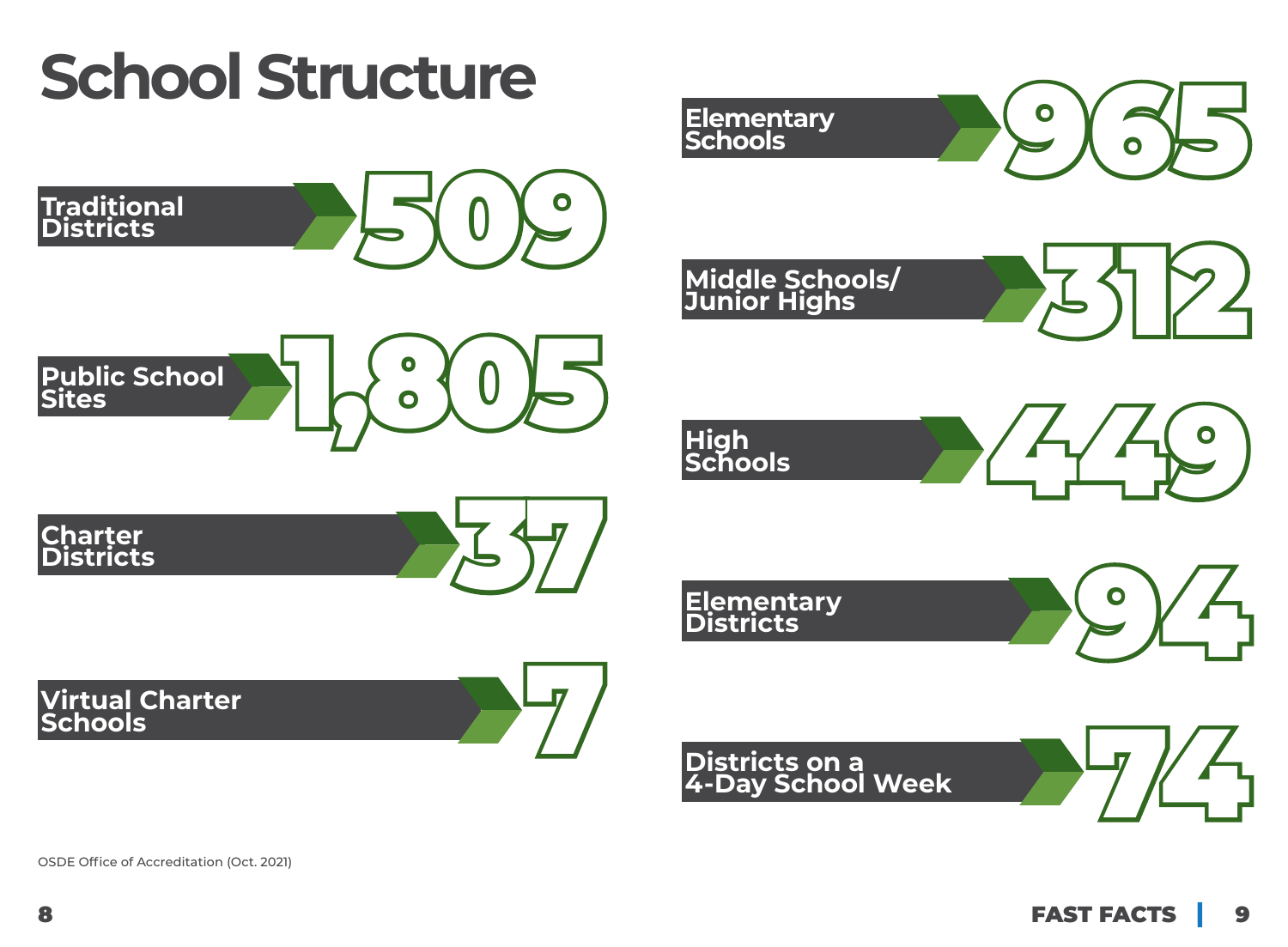# School Structure

| Category | Number |
| --- | --- |
| Traditional Districts | 509 |
| Public School Sites | 1,805 |
| Charter Districts | 37 |
| Virtual Charter Schools | 7 |
| Elementary Schools | 965 |
| Middle Schools/ Junior Highs | 312 |
| High Schools | 449 |
| Elementary Districts | 94 |
| Districts on a 4-Day School Week | 74 |

OSDE Office of Accreditation (Oct. 2021)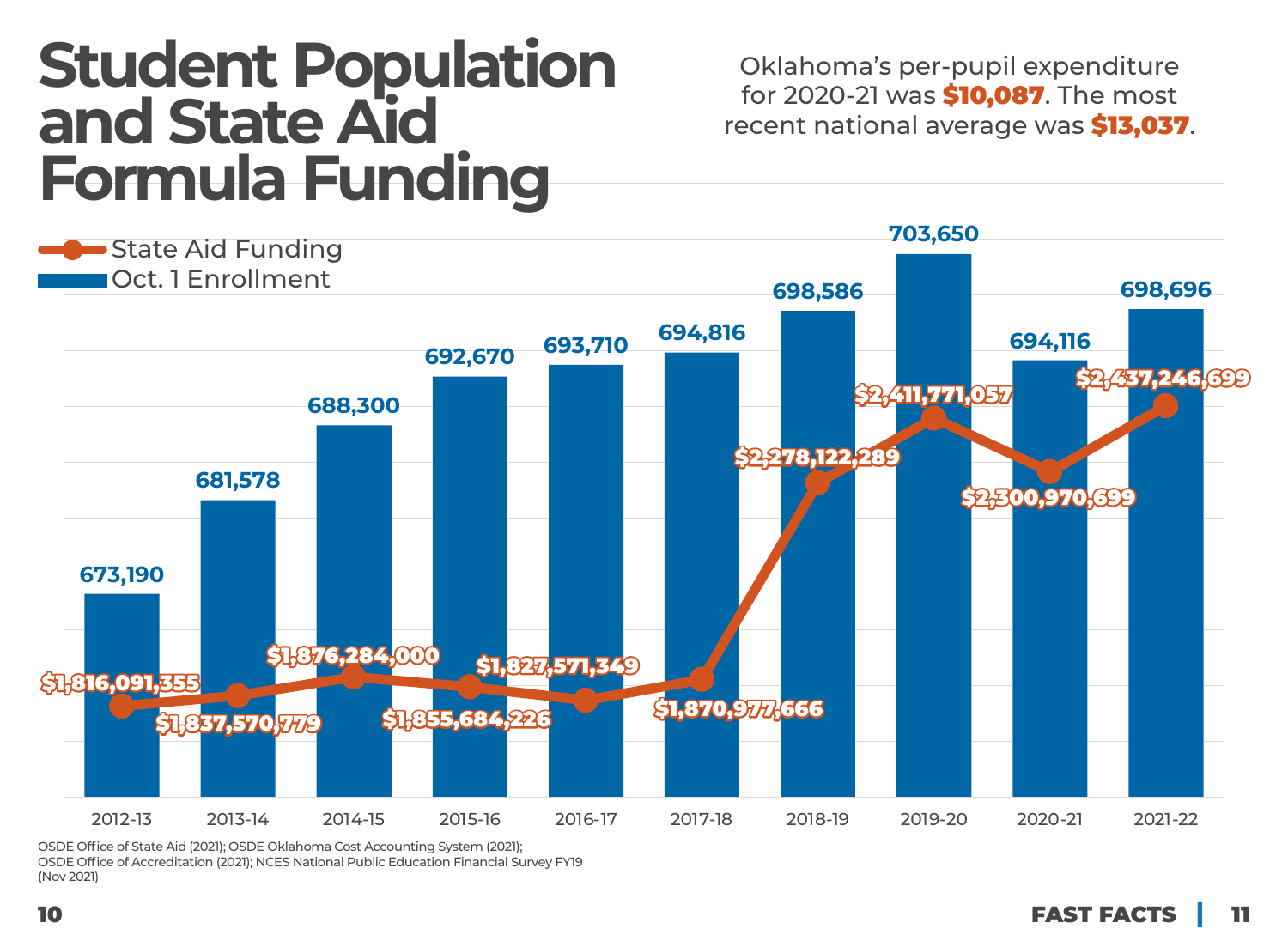# Student Population and State Aid Formula Funding

Oklahoma's per-pupil expenditure for 2020-21 was **$10,087**. The most recent national average was **$13,037**.

| Year | Oct. 1 Enrollment | State Aid Funding |
|---|---|---|
| 2012-13 | 673,190 | $1,816,091,355 |
| 2013-14 | 681,578 | $1,837,570,779 |
| 2014-15 | 688,300 | $1,876,284,000 |
| 2015-16 | 692,670 | $1,855,684,226 |
| 2016-17 | 693,710 | $1,827,571,349 |
| 2017-18 | 694,816 | $1,870,977,666 |
| 2018-19 | 698,586 | $2,278,122,289 |
| 2019-20 | 703,650 | $2,411,771,057 |
| 2020-21 | 694,116 | $2,300,970,699 |
| 2021-22 | 698,696 | $2,437,246,699 |

OSDE Office of State Aid (2021); OSDE Oklahoma Cost Accounting System (2021); OSDE Office of Accreditation (2021); NCES National Public Education Financial Survey FY19 (Nov 2021)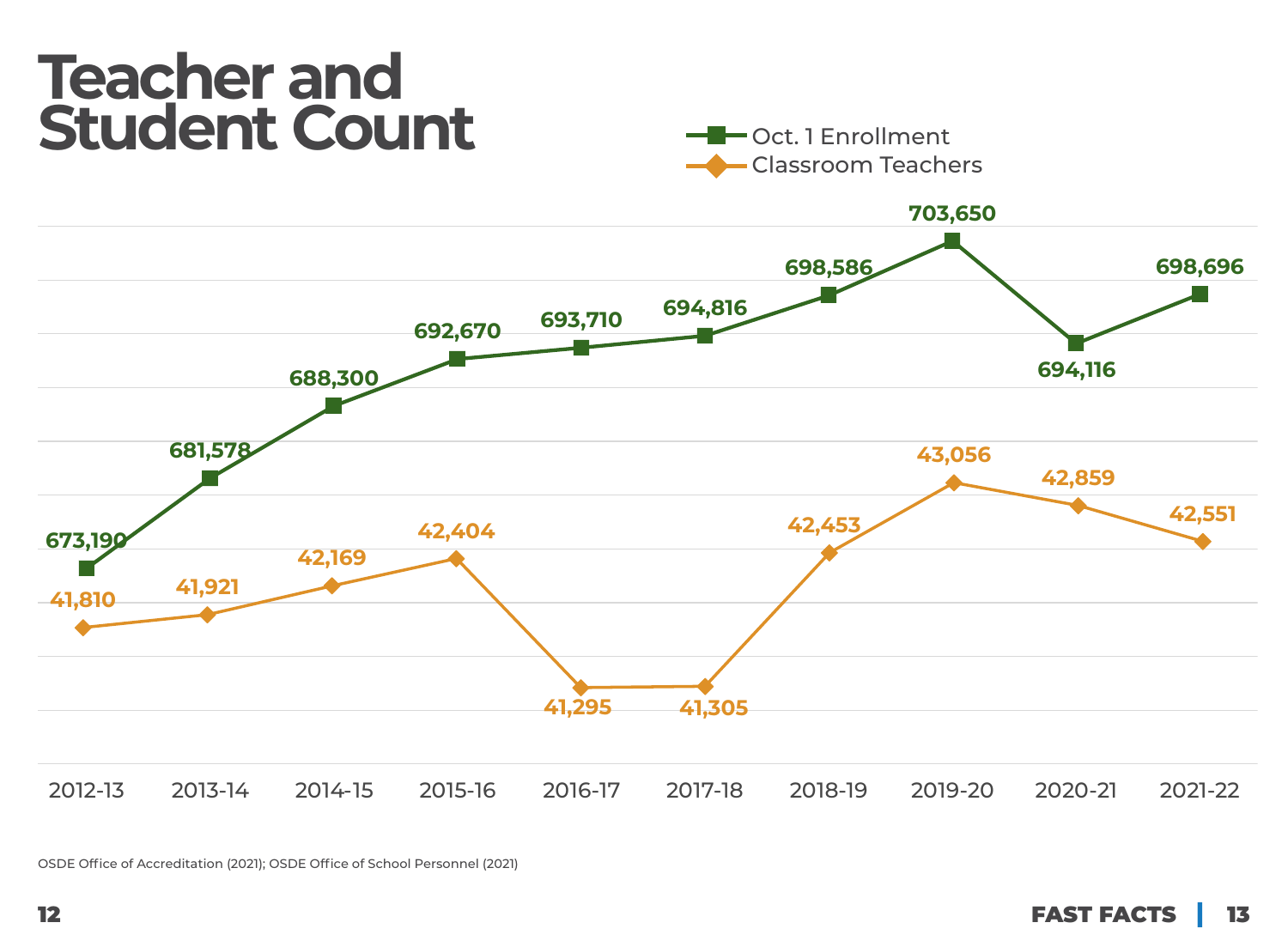# Teacher and Student Count

| Year | Oct. 1 Enrollment | Classroom Teachers |
| --- | --- | --- |
| 2012-13 | 673,190 | 41,810 |
| 2013-14 | 681,578 | 41,921 |
| 2014-15 | 688,300 | 42,169 |
| 2015-16 | 692,670 | 42,404 |
| 2016-17 | 693,710 | 41,295 |
| 2017-18 | 694,816 | 41,305 |
| 2018-19 | 698,586 | 42,453 |
| 2019-20 | 703,650 | 43,056 |
| 2020-21 | 694,116 | 42,859 |
| 2021-22 | 698,696 | 42,551 |

OSDE Office of Accreditation (2021); OSDE Office of School Personnel (2021)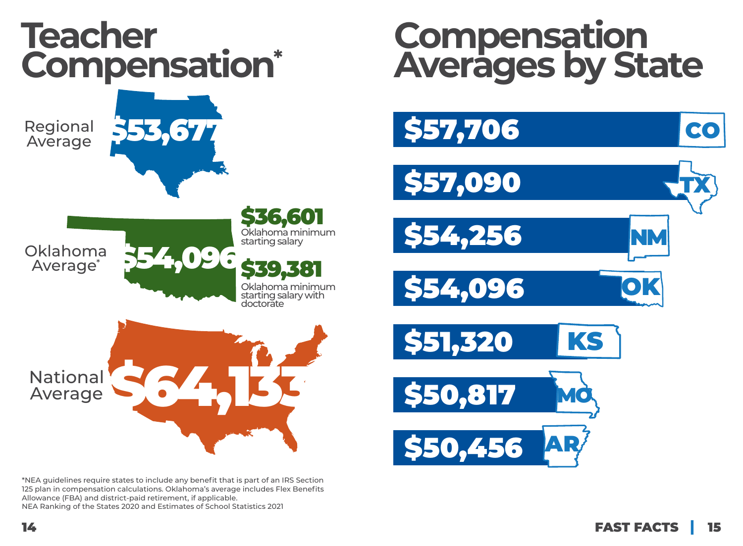# Teacher Compensation*

Regional Average **$53,677**

Oklahoma Average* **$54,096**

**$36,601** Oklahoma minimum starting salary

**$39,381** Oklahoma minimum starting salary with doctorate

National Average **$64,133**

*NEA guidelines require states to include any benefit that is part of an IRS Section 125 plan in compensation calculations. Oklahoma's average includes Flex Benefits Allowance (FBA) and district-paid retirement, if applicable.
NEA Ranking of the States 2020 and Estimates of School Statistics 2021

# Compensation Averages by State

| State | Compensation Average |
| --- | --- |
| CO | $57,706 |
| TX | $57,090 |
| NM | $54,256 |
| OK | $54,096 |
| KS | $51,320 |
| MO | $50,817 |
| AR | $50,456 |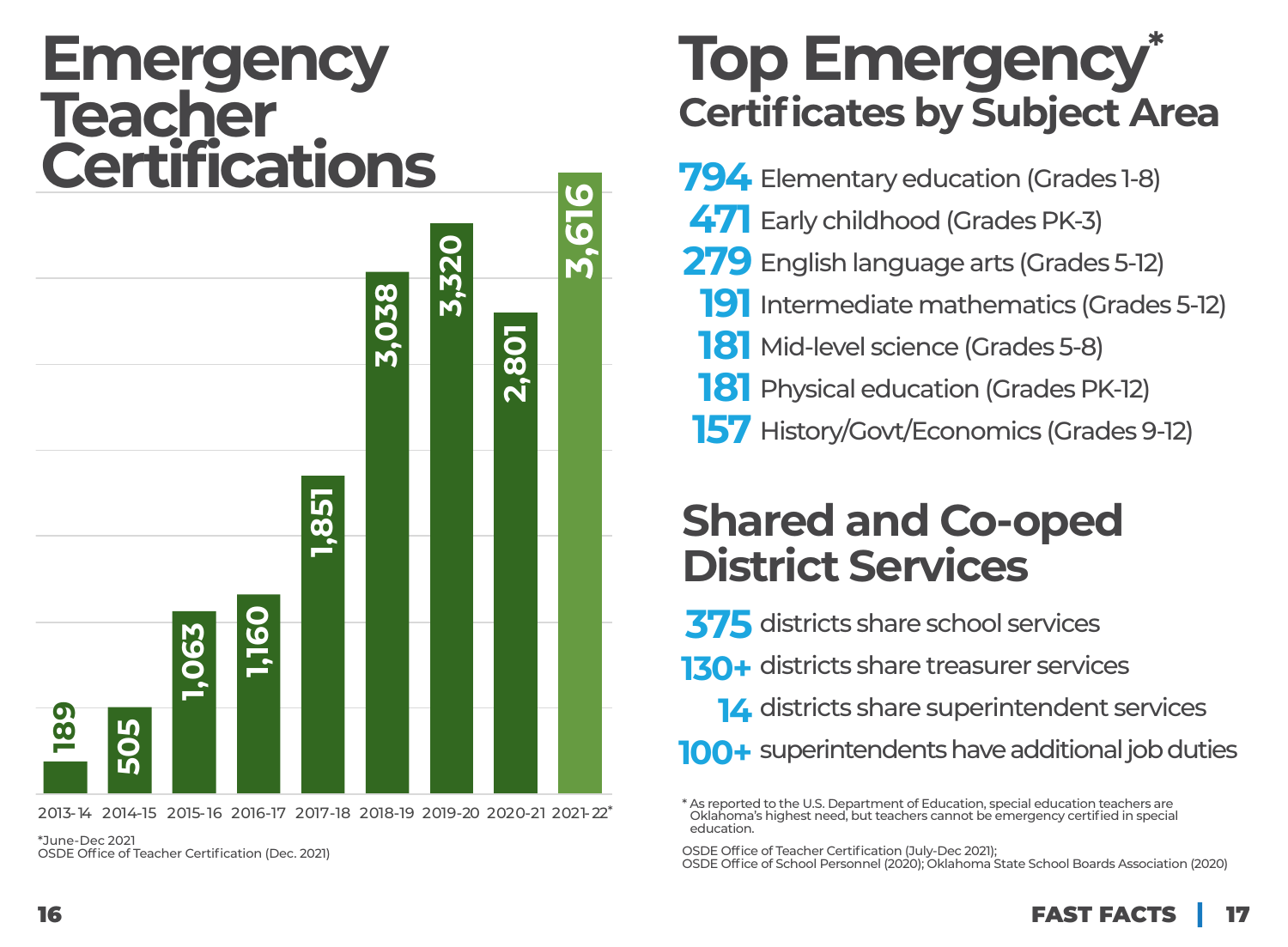# Emergency Teacher Certifications

| Year | Emergency Teacher Certifications |
| --- | --- |
| 2013-14 | 189 |
| 2014-15 | 505 |
| 2015-16 | 1,063 |
| 2016-17 | 1,160 |
| 2017-18 | 1,851 |
| 2018-19 | 3,038 |
| 2019-20 | 3,320 |
| 2020-21 | 2,801 |
| 2021-22* | 3,616 |

*June-Dec 2021
OSDE Office of Teacher Certification (Dec. 2021)

# Top Emergency* Certificates by Subject Area

- **794** Elementary education (Grades 1-8)
- **471** Early childhood (Grades PK-3)
- **279** English language arts (Grades 5-12)
- **191** Intermediate mathematics (Grades 5-12)
- **181** Mid-level science (Grades 5-8)
- **181** Physical education (Grades PK-12)
- **157** History/Govt/Economics (Grades 9-12)

# Shared and Co-oped District Services

- **375** districts share school services
- **130+** districts share treasurer services
- **14** districts share superintendent services
- **100+** superintendents have additional job duties

* As reported to the U.S. Department of Education, special education teachers are Oklahoma's highest need, but teachers cannot be emergency certified in special education.

OSDE Office of Teacher Certification (July-Dec 2021);
OSDE Office of School Personnel (2020); Oklahoma State School Boards Association (2020)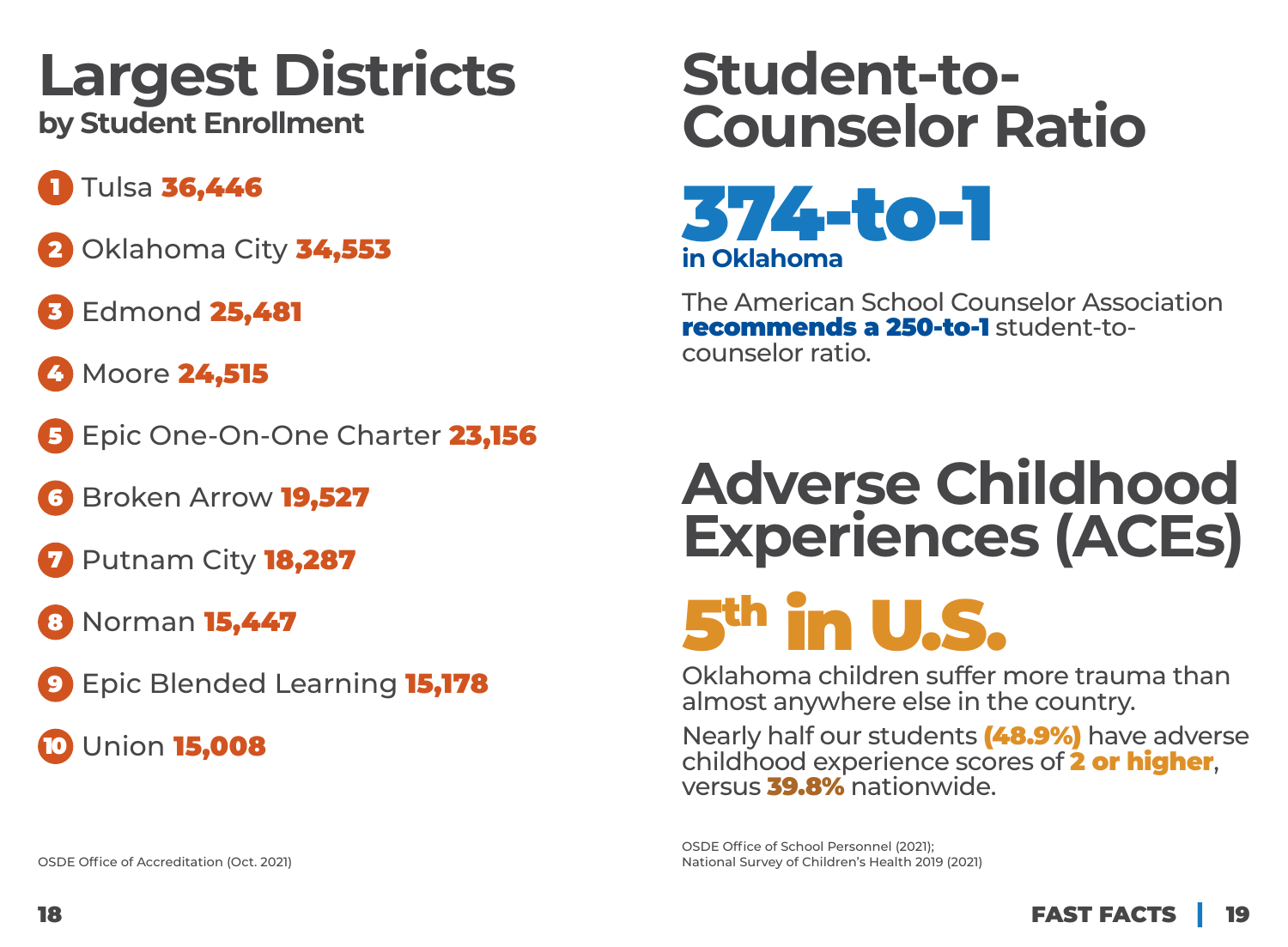# Largest Districts

**by Student Enrollment**

1. Tulsa **36,446**
2. Oklahoma City **34,553**
3. Edmond **25,481**
4. Moore **24,515**
5. Epic One-On-One Charter **23,156**
6. Broken Arrow **19,527**
7. Putnam City **18,287**
8. Norman **15,447**
9. Epic Blended Learning **15,178**
10. Union **15,008**

OSDE Office of Accreditation (Oct. 2021)

# Student-to-Counselor Ratio

## 374-to-1

**in Oklahoma**

The American School Counselor Association **recommends a 250-to-1** student-to-counselor ratio.

# Adverse Childhood Experiences (ACEs)

## 5th in U.S.

Oklahoma children suffer more trauma than almost anywhere else in the country.

Nearly half our students **(48.9%)** have adverse childhood experience scores of **2 or higher**, versus **39.8%** nationwide.

OSDE Office of School Personnel (2021);
National Survey of Children's Health 2019 (2021)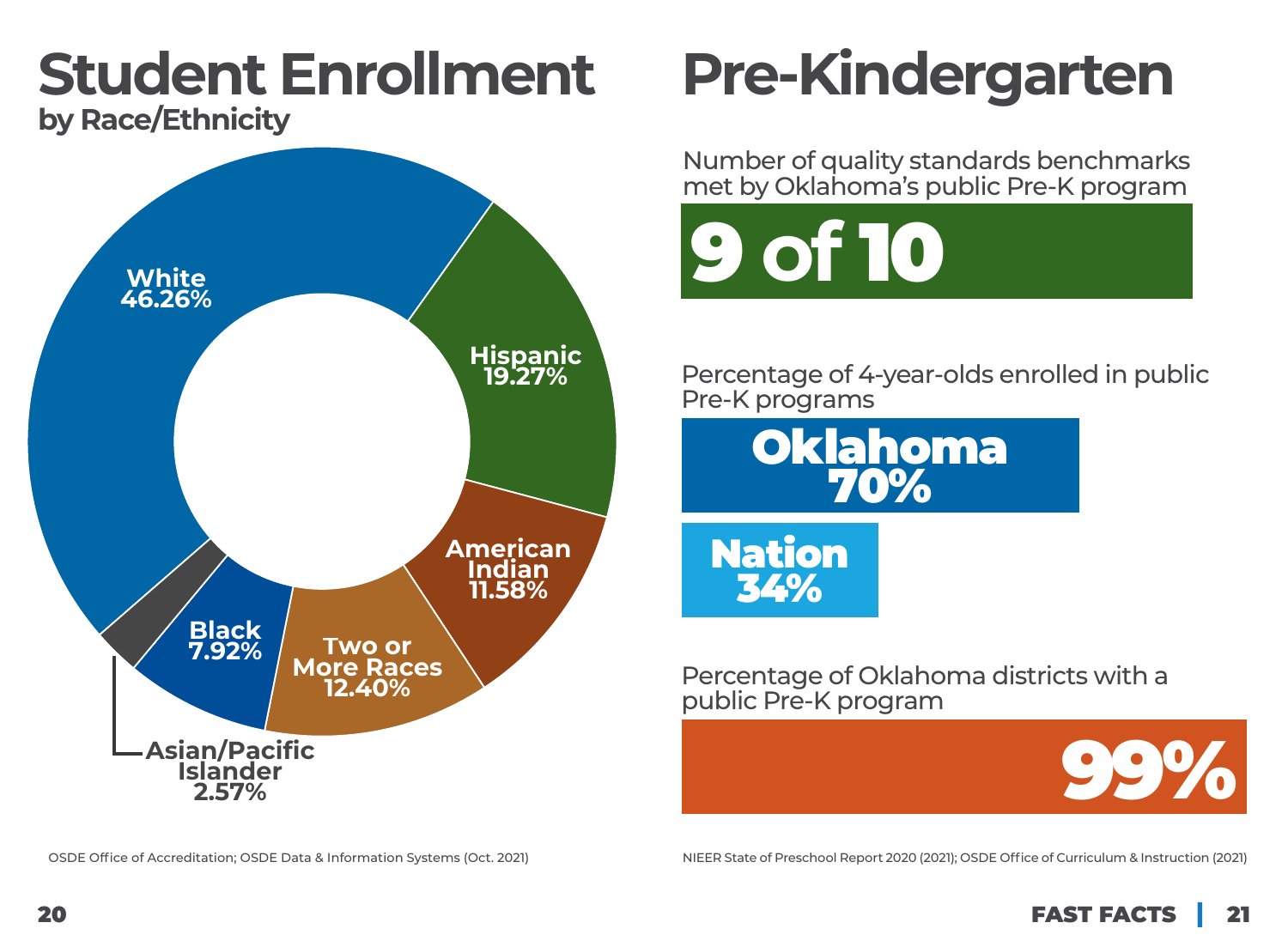# Student Enrollment

## by Race/Ethnicity

- White 46.26%
- Hispanic 19.27%
- American Indian 11.58%
- Two or More Races 12.40%
- Black 7.92%
- Asian/Pacific Islander 2.57%

OSDE Office of Accreditation; OSDE Data & Information Systems (Oct. 2021)

# Pre-Kindergarten

Number of quality standards benchmarks met by Oklahoma's public Pre-K program

**9 of 10**

Percentage of 4-year-olds enrolled in public Pre-K programs

**Oklahoma 70%**

**Nation 34%**

Percentage of Oklahoma districts with a public Pre-K program

**99%**

NIEER State of Preschool Report 2020 (2021); OSDE Office of Curriculum & Instruction (2021)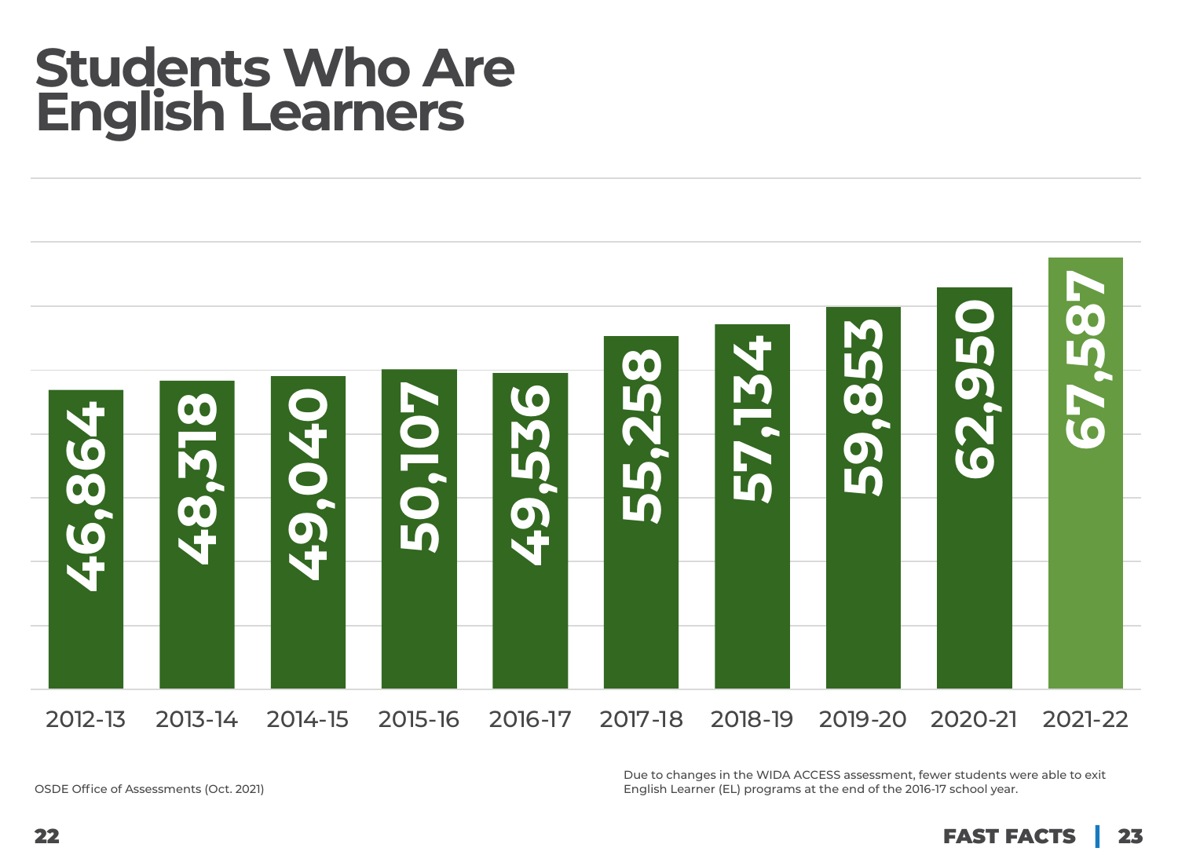# Students Who Are English Learners

| School Year | English Learners |
| --- | --- |
| 2012-13 | 46,864 |
| 2013-14 | 48,318 |
| 2014-15 | 49,040 |
| 2015-16 | 50,107 |
| 2016-17 | 49,536 |
| 2017-18 | 55,258 |
| 2018-19 | 57,134 |
| 2019-20 | 59,853 |
| 2020-21 | 62,950 |
| 2021-22 | 67,587 |

OSDE Office of Assessments (Oct. 2021)

Due to changes in the WIDA ACCESS assessment, fewer students were able to exit English Learner (EL) programs at the end of the 2016-17 school year.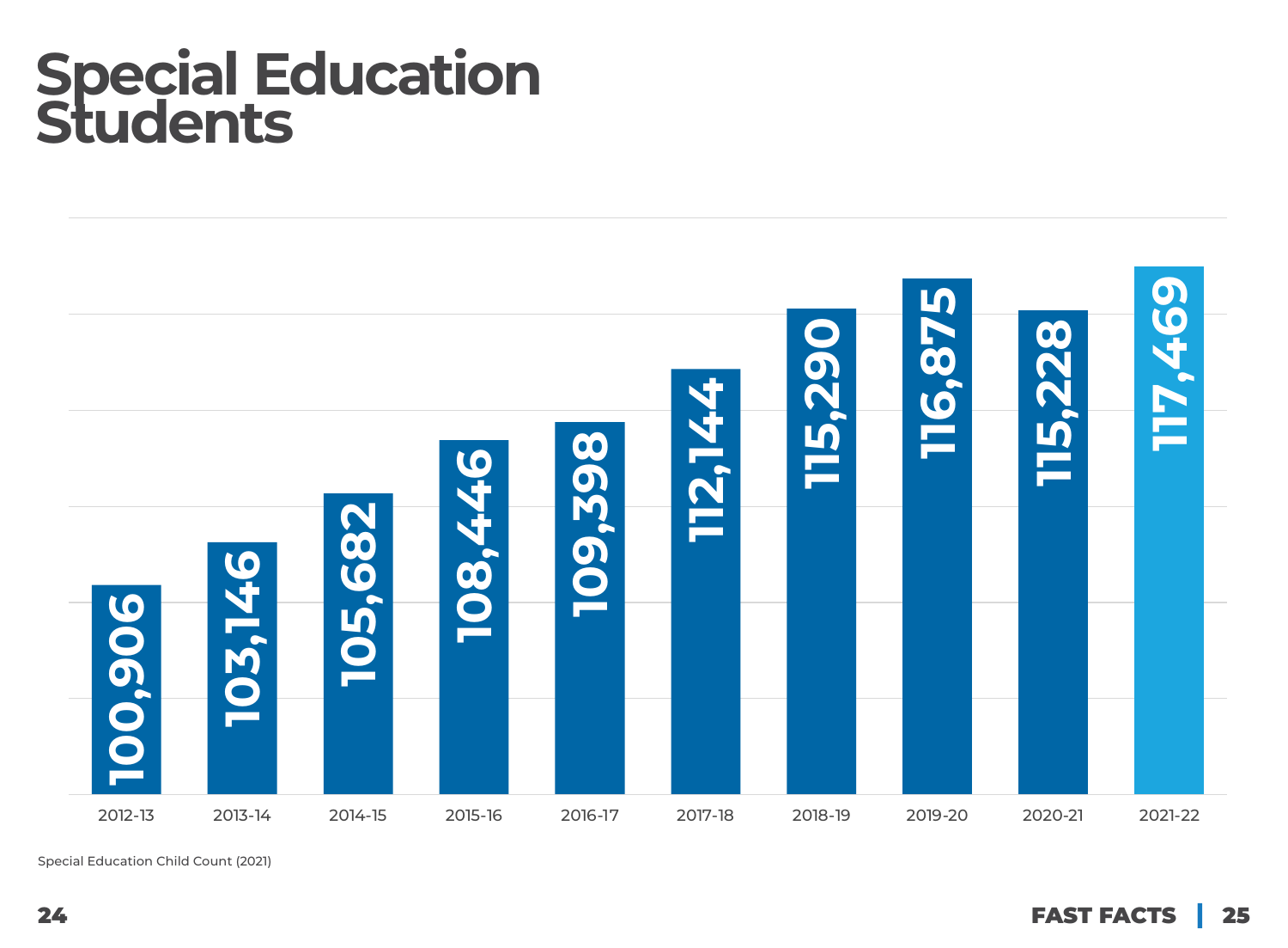# Special Education Students

| Year | Students |
|---|---|
| 2012-13 | 100,906 |
| 2013-14 | 103,146 |
| 2014-15 | 105,682 |
| 2015-16 | 108,446 |
| 2016-17 | 109,398 |
| 2017-18 | 112,144 |
| 2018-19 | 115,290 |
| 2019-20 | 116,875 |
| 2020-21 | 115,228 |
| 2021-22 | 117,469 |

Special Education Child Count (2021)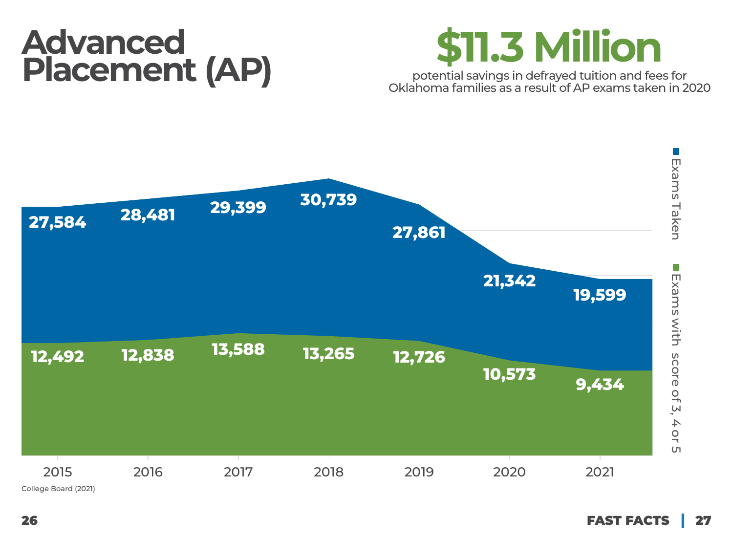# Advanced Placement (AP)

**$11.3 Million**

potential savings in defrayed tuition and fees for Oklahoma families as a result of AP exams taken in 2020

| Year | Exams Taken | Exams with score of 3, 4 or 5 |
|---|---|---|
| 2015 | 27,584 | 12,492 |
| 2016 | 28,481 | 12,838 |
| 2017 | 29,399 | 13,588 |
| 2018 | 30,739 | 13,265 |
| 2019 | 27,861 | 12,726 |
| 2020 | 21,342 | 10,573 |
| 2021 | 19,599 | 9,434 |

College Board (2021)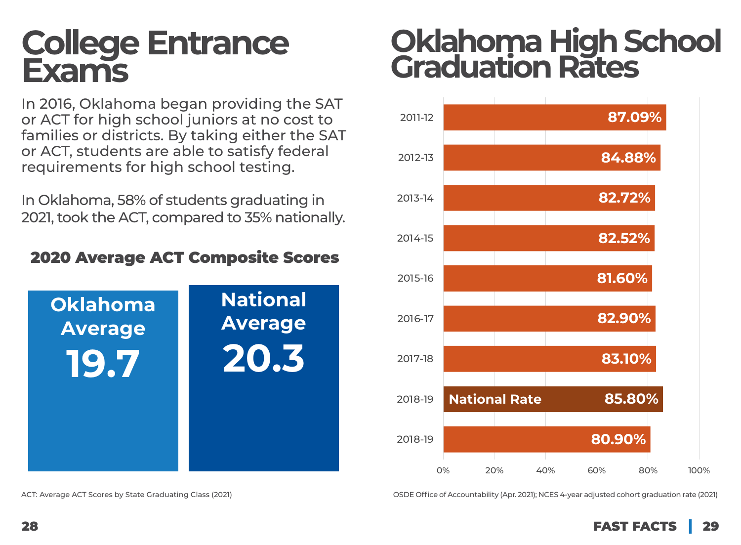# College Entrance Exams

In 2016, Oklahoma began providing the SAT or ACT for high school juniors at no cost to families or districts. By taking either the SAT or ACT, students are able to satisfy federal requirements for high school testing.

In Oklahoma, 58% of students graduating in 2021, took the ACT, compared to 35% nationally.

### 2020 Average ACT Composite Scores

| Oklahoma Average | National Average |
|---|---|
| 19.7 | 20.3 |

ACT: Average ACT Scores by State Graduating Class (2021)

# Oklahoma High School Graduation Rates

| Year | Graduation Rate |
|---|---|
| 2011-12 | 87.09% |
| 2012-13 | 84.88% |
| 2013-14 | 82.72% |
| 2014-15 | 82.52% |
| 2015-16 | 81.60% |
| 2016-17 | 82.90% |
| 2017-18 | 83.10% |
| 2018-19 National Rate | 85.80% |
| 2018-19 | 80.90% |

OSDE Office of Accountability (Apr. 2021); NCES 4-year adjusted cohort graduation rate (2021)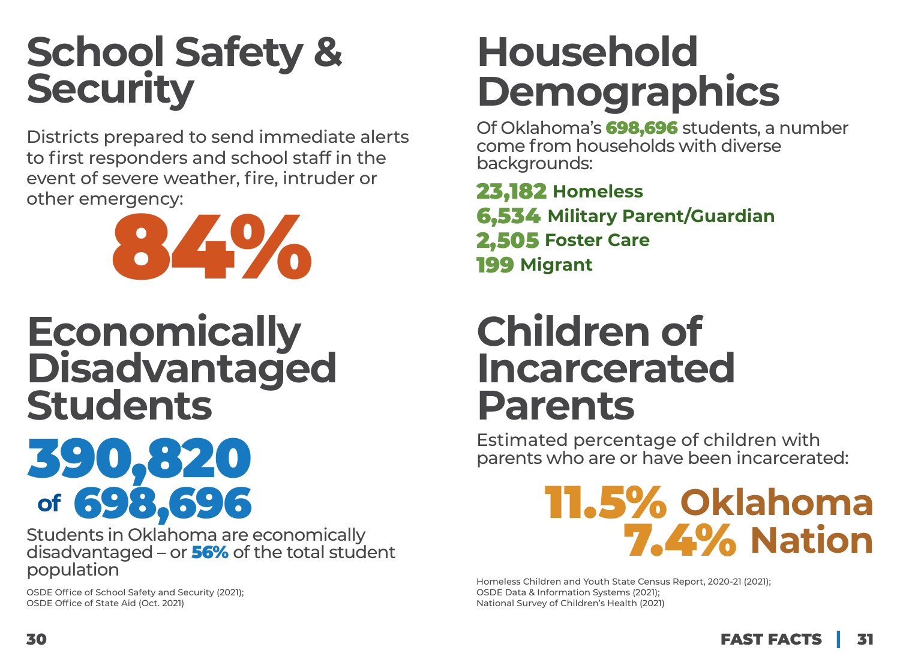# School Safety & Security

Districts prepared to send immediate alerts to first responders and school staff in the event of severe weather, fire, intruder or other emergency:

**84%**

# Economically Disadvantaged Students

**390,820**
**of 698,696**

Students in Oklahoma are economically disadvantaged – or **56%** of the total student population

OSDE Office of School Safety and Security (2021);
OSDE Office of State Aid (Oct. 2021)

# Household Demographics

Of Oklahoma's **698,696** students, a number come from households with diverse backgrounds:

**23,182 Homeless**
**6,534 Military Parent/Guardian**
**2,505 Foster Care**
**199 Migrant**

# Children of Incarcerated Parents

Estimated percentage of children with parents who are or have been incarcerated:

**11.5% Oklahoma**
**7.4% Nation**

Homeless Children and Youth State Census Report, 2020-21 (2021);
OSDE Data & Information Systems (2021);
National Survey of Children's Health (2021)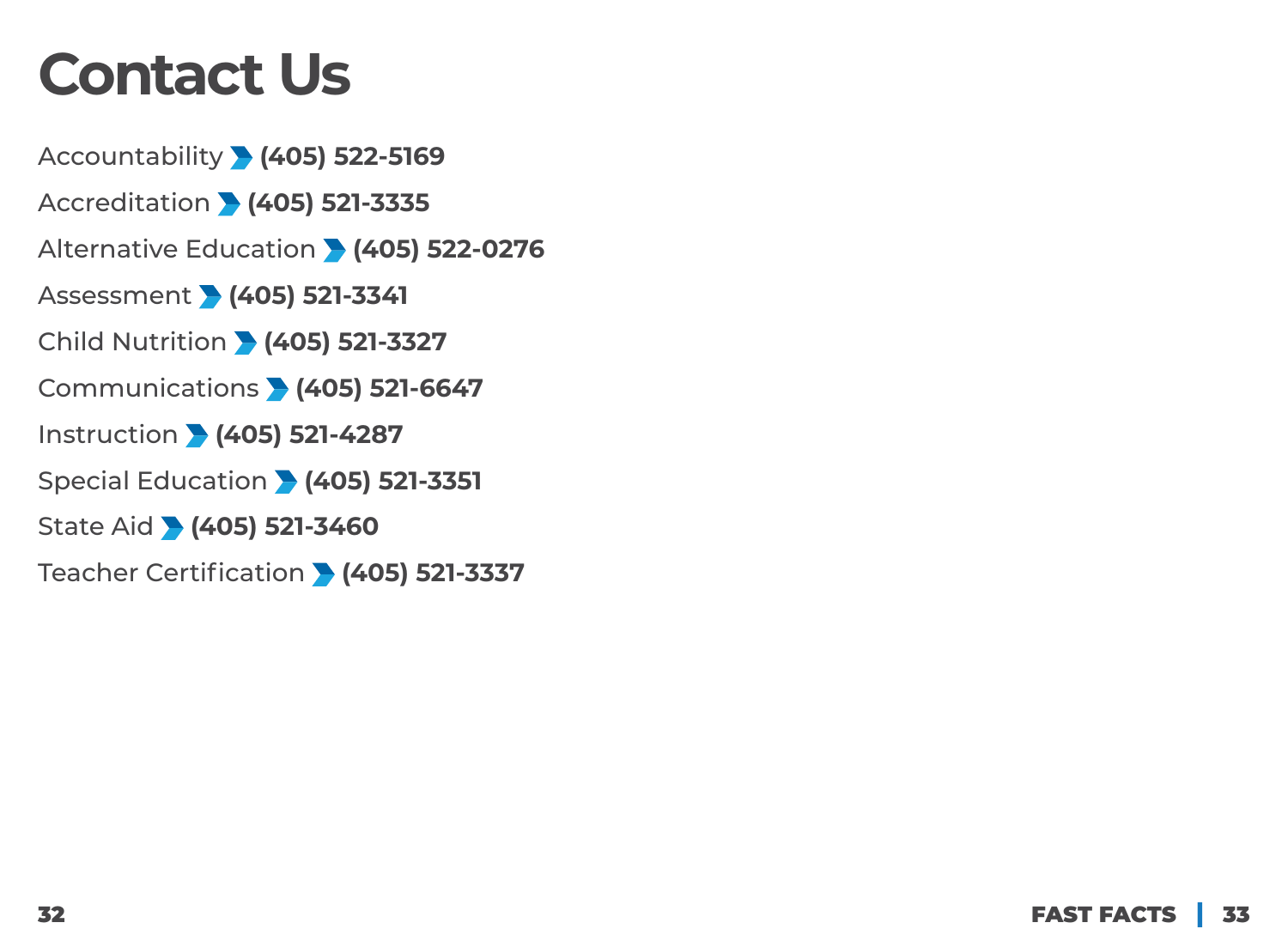# Contact Us

Accountability › **(405) 522-5169**

Accreditation › **(405) 521-3335**

Alternative Education › **(405) 522-0276**

Assessment › **(405) 521-3341**

Child Nutrition › **(405) 521-3327**

Communications › **(405) 521-6647**

Instruction › **(405) 521-4287**

Special Education › **(405) 521-3351**

State Aid › **(405) 521-3460**

Teacher Certification › **(405) 521-3337**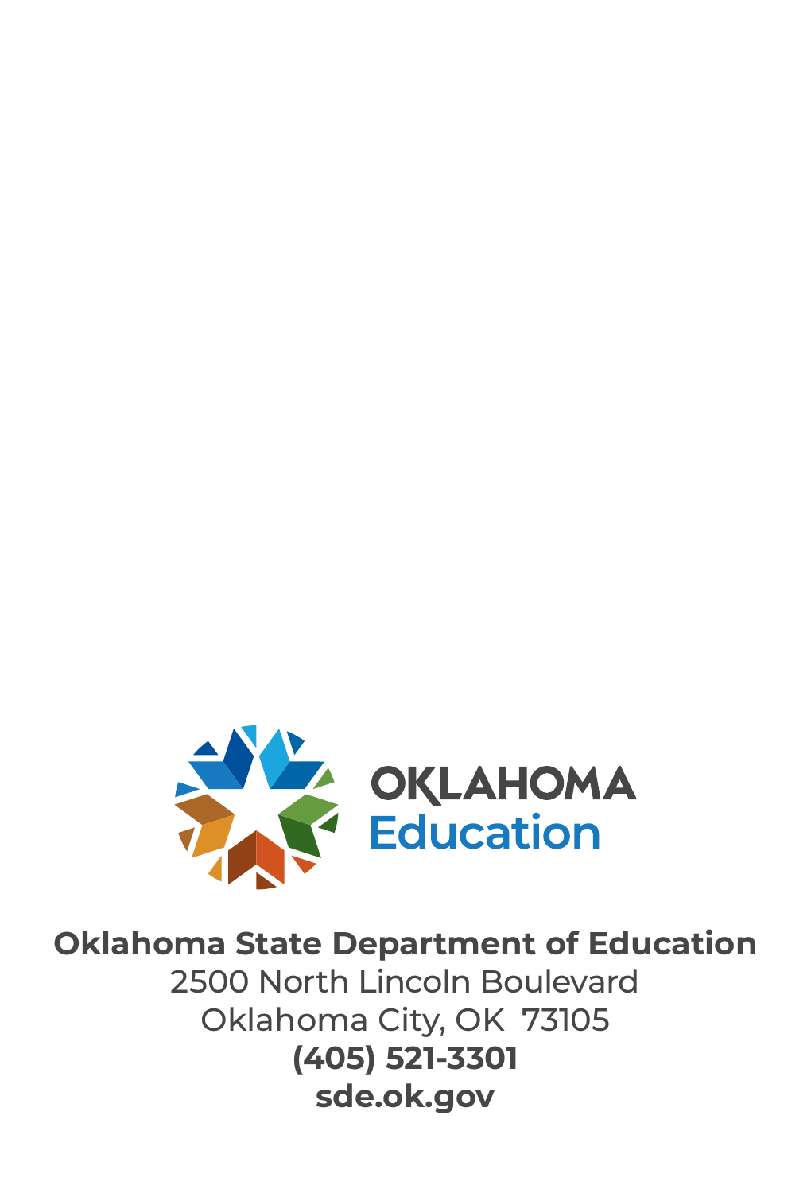OKLAHOMA
Education

**Oklahoma State Department of Education**
2500 North Lincoln Boulevard
Oklahoma City, OK 73105
**(405) 521-3301**
**sde.ok.gov**